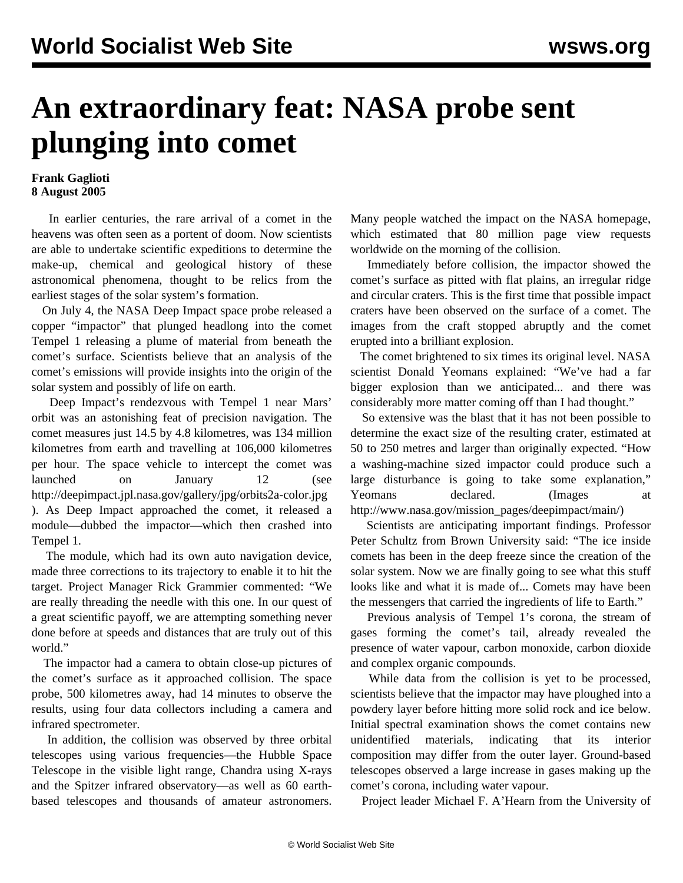# An extraordinary feat: NASA probe sent plunging into comet

**Frank Gaglioti**
**8 August 2005**

In earlier centuries, the rare arrival of a comet in the heavens was often seen as a portent of doom. Now scientists are able to undertake scientific expeditions to determine the make-up, chemical and geological history of these astronomical phenomena, thought to be relics from the earliest stages of the solar system's formation.

On July 4, the NASA Deep Impact space probe released a copper "impactor" that plunged headlong into the comet Tempel 1 releasing a plume of material from beneath the comet's surface. Scientists believe that an analysis of the comet's emissions will provide insights into the origin of the solar system and possibly of life on earth.

Deep Impact's rendezvous with Tempel 1 near Mars' orbit was an astonishing feat of precision navigation. The comet measures just 14.5 by 4.8 kilometres, was 134 million kilometres from earth and travelling at 106,000 kilometres per hour. The space vehicle to intercept the comet was launched on January 12 (see http://deepimpact.jpl.nasa.gov/gallery/jpg/orbits2a-color.jpg ). As Deep Impact approached the comet, it released a module—dubbed the impactor—which then crashed into Tempel 1.

The module, which had its own auto navigation device, made three corrections to its trajectory to enable it to hit the target. Project Manager Rick Grammier commented: "We are really threading the needle with this one. In our quest of a great scientific payoff, we are attempting something never done before at speeds and distances that are truly out of this world."

The impactor had a camera to obtain close-up pictures of the comet's surface as it approached collision. The space probe, 500 kilometres away, had 14 minutes to observe the results, using four data collectors including a camera and infrared spectrometer.

In addition, the collision was observed by three orbital telescopes using various frequencies—the Hubble Space Telescope in the visible light range, Chandra using X-rays and the Spitzer infrared observatory—as well as 60 earth-based telescopes and thousands of amateur astronomers. Many people watched the impact on the NASA homepage, which estimated that 80 million page view requests worldwide on the morning of the collision.

Immediately before collision, the impactor showed the comet's surface as pitted with flat plains, an irregular ridge and circular craters. This is the first time that possible impact craters have been observed on the surface of a comet. The images from the craft stopped abruptly and the comet erupted into a brilliant explosion.

The comet brightened to six times its original level. NASA scientist Donald Yeomans explained: "We've had a far bigger explosion than we anticipated... and there was considerably more matter coming off than I had thought."

So extensive was the blast that it has not been possible to determine the exact size of the resulting crater, estimated at 50 to 250 metres and larger than originally expected. "How a washing-machine sized impactor could produce such a large disturbance is going to take some explanation," Yeomans declared. (Images at http://www.nasa.gov/mission_pages/deepimpact/main/)

Scientists are anticipating important findings. Professor Peter Schultz from Brown University said: "The ice inside comets has been in the deep freeze since the creation of the solar system. Now we are finally going to see what this stuff looks like and what it is made of... Comets may have been the messengers that carried the ingredients of life to Earth."

Previous analysis of Tempel 1's corona, the stream of gases forming the comet's tail, already revealed the presence of water vapour, carbon monoxide, carbon dioxide and complex organic compounds.

While data from the collision is yet to be processed, scientists believe that the impactor may have ploughed into a powdery layer before hitting more solid rock and ice below. Initial spectral examination shows the comet contains new unidentified materials, indicating that its interior composition may differ from the outer layer. Ground-based telescopes observed a large increase in gases making up the comet's corona, including water vapour.

Project leader Michael F. A'Hearn from the University of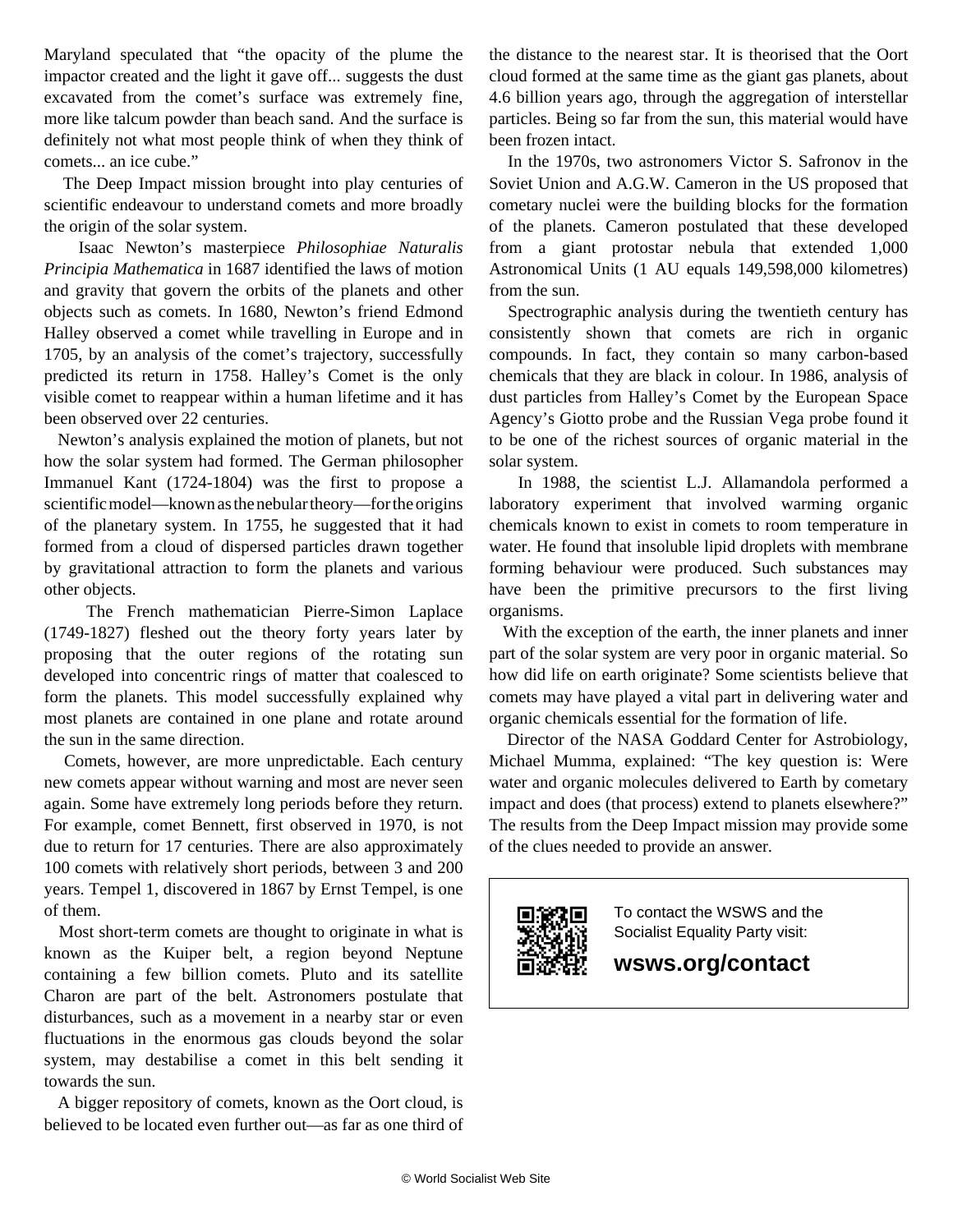Maryland speculated that "the opacity of the plume the impactor created and the light it gave off... suggests the dust excavated from the comet's surface was extremely fine, more like talcum powder than beach sand. And the surface is definitely not what most people think of when they think of comets... an ice cube."

The Deep Impact mission brought into play centuries of scientific endeavour to understand comets and more broadly the origin of the solar system.

Isaac Newton's masterpiece *Philosophiae Naturalis Principia Mathematica* in 1687 identified the laws of motion and gravity that govern the orbits of the planets and other objects such as comets. In 1680, Newton's friend Edmond Halley observed a comet while travelling in Europe and in 1705, by an analysis of the comet's trajectory, successfully predicted its return in 1758. Halley's Comet is the only visible comet to reappear within a human lifetime and it has been observed over 22 centuries.

Newton's analysis explained the motion of planets, but not how the solar system had formed. The German philosopher Immanuel Kant (1724-1804) was the first to propose a scientific model—known as the nebular theory—for the origins of the planetary system. In 1755, he suggested that it had formed from a cloud of dispersed particles drawn together by gravitational attraction to form the planets and various other objects.

The French mathematician Pierre-Simon Laplace (1749-1827) fleshed out the theory forty years later by proposing that the outer regions of the rotating sun developed into concentric rings of matter that coalesced to form the planets. This model successfully explained why most planets are contained in one plane and rotate around the sun in the same direction.

Comets, however, are more unpredictable. Each century new comets appear without warning and most are never seen again. Some have extremely long periods before they return. For example, comet Bennett, first observed in 1970, is not due to return for 17 centuries. There are also approximately 100 comets with relatively short periods, between 3 and 200 years. Tempel 1, discovered in 1867 by Ernst Tempel, is one of them.

Most short-term comets are thought to originate in what is known as the Kuiper belt, a region beyond Neptune containing a few billion comets. Pluto and its satellite Charon are part of the belt. Astronomers postulate that disturbances, such as a movement in a nearby star or even fluctuations in the enormous gas clouds beyond the solar system, may destabilise a comet in this belt sending it towards the sun.

A bigger repository of comets, known as the Oort cloud, is believed to be located even further out—as far as one third of the distance to the nearest star. It is theorised that the Oort cloud formed at the same time as the giant gas planets, about 4.6 billion years ago, through the aggregation of interstellar particles. Being so far from the sun, this material would have been frozen intact.

In the 1970s, two astronomers Victor S. Safronov in the Soviet Union and A.G.W. Cameron in the US proposed that cometary nuclei were the building blocks for the formation of the planets. Cameron postulated that these developed from a giant protostar nebula that extended 1,000 Astronomical Units (1 AU equals 149,598,000 kilometres) from the sun.

Spectrographic analysis during the twentieth century has consistently shown that comets are rich in organic compounds. In fact, they contain so many carbon-based chemicals that they are black in colour. In 1986, analysis of dust particles from Halley's Comet by the European Space Agency's Giotto probe and the Russian Vega probe found it to be one of the richest sources of organic material in the solar system.

In 1988, the scientist L.J. Allamandola performed a laboratory experiment that involved warming organic chemicals known to exist in comets to room temperature in water. He found that insoluble lipid droplets with membrane forming behaviour were produced. Such substances may have been the primitive precursors to the first living organisms.

With the exception of the earth, the inner planets and inner part of the solar system are very poor in organic material. So how did life on earth originate? Some scientists believe that comets may have played a vital part in delivering water and organic chemicals essential for the formation of life.

Director of the NASA Goddard Center for Astrobiology, Michael Mumma, explained: "The key question is: Were water and organic molecules delivered to Earth by cometary impact and does (that process) extend to planets elsewhere?" The results from the Deep Impact mission may provide some of the clues needed to provide an answer.

To contact the WSWS and the Socialist Equality Party visit:

**wsws.org/contact**